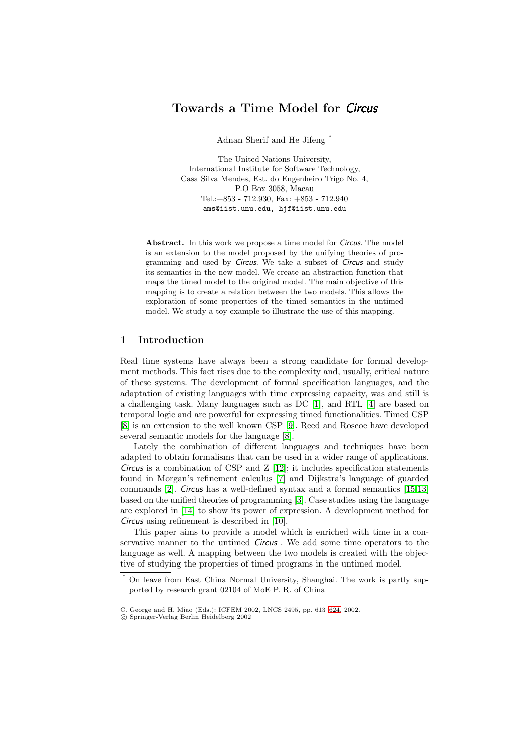# Towards a Time Model for *Circus*

Adnan Sherif and He Jifeng *

The United Nations University,
International Institute for Software Technology,
Casa Silva Mendes, Est. do Engenheiro Trigo No. 4,
P.O Box 3058, Macau
Tel.:+853 - 712.930, Fax: +853 - 712.940
ams@iist.unu.edu, hjf@iist.unu.edu

**Abstract.** In this work we propose a time model for *Circus*. The model is an extension to the model proposed by the unifying theories of programming and used by *Circus*. We take a subset of *Circus* and study its semantics in the new model. We create an abstraction function that maps the timed model to the original model. The main objective of this mapping is to create a relation between the two models. This allows the exploration of some properties of the timed semantics in the untimed model. We study a toy example to illustrate the use of this mapping.

## 1 Introduction

Real time systems have always been a strong candidate for formal development methods. This fact rises due to the complexity and, usually, critical nature of these systems. The development of formal specification languages, and the adaptation of existing languages with time expressing capacity, was and still is a challenging task. Many languages such as DC [1], and RTL [4] are based on temporal logic and are powerful for expressing timed functionalities. Timed CSP [8] is an extension to the well known CSP [9]. Reed and Roscoe have developed several semantic models for the language [8].

Lately the combination of different languages and techniques have been adapted to obtain formalisms that can be used in a wider range of applications. *Circus* is a combination of CSP and Z [12]; it includes specification statements found in Morgan's refinement calculus [7] and Dijkstra's language of guarded commands [2]. *Circus* has a well-defined syntax and a formal semantics [15,13] based on the unified theories of programming [3]. Case studies using the language are explored in [14] to show its power of expression. A development method for *Circus* using refinement is described in [10].

This paper aims to provide a model which is enriched with time in a conservative manner to the untimed *Circus* . We add some time operators to the language as well. A mapping between the two models is created with the objective of studying the properties of timed programs in the untimed model.

* On leave from East China Normal University, Shanghai. The work is partly supported by research grant 02104 of MoE P. R. of China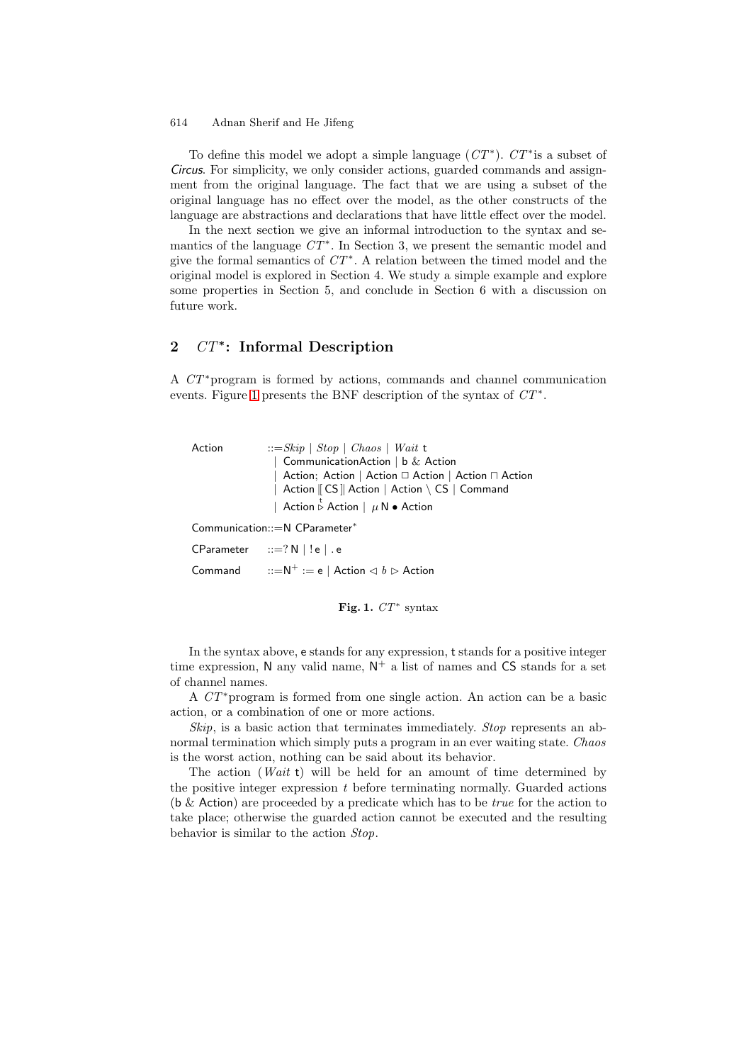To define this model we adopt a simple language ($CT^*$). $CT^*$is a subset of *Circus*. For simplicity, we only consider actions, guarded commands and assignment from the original language. The fact that we are using a subset of the original language has no effect over the model, as the other constructs of the language are abstractions and declarations that have little effect over the model.

In the next section we give an informal introduction to the syntax and semantics of the language $CT^*$. In Section 3, we present the semantic model and give the formal semantics of $CT^*$. A relation between the timed model and the original model is explored in Section 4. We study a simple example and explore some properties in Section 5, and conclude in Section 6 with a discussion on future work.

## 2 $CT^*$: Informal Description

A $CT^*$program is formed by actions, commands and channel communication events. Figure 1 presents the BNF description of the syntax of $CT^*$.

$$
\begin{array}{lll}
\mathsf{Action} & ::= & \mathit{Skip} \mid \mathit{Stop} \mid \mathit{Chaos} \mid \mathit{Wait}\ \mathsf{t} \\
& \mid & \mathsf{CommunicationAction} \mid \mathsf{b}\ \&\ \mathsf{Action} \\
& \mid & \mathsf{Action};\ \mathsf{Action} \mid \mathsf{Action} \ \Box\ \mathsf{Action} \mid \mathsf{Action} \sqcap \mathsf{Action} \\
& \mid & \mathsf{Action} \llbracket \mathsf{CS} \rrbracket \mathsf{Action} \mid \mathsf{Action} \setminus \mathsf{CS} \mid \mathsf{Command} \\
& \mid & \mathsf{Action} \overset{\mathsf{t}}{\triangleright} \mathsf{Action} \mid \mu\, \mathsf{N} \bullet \mathsf{Action} \\
\mathsf{Communication} & ::= & \mathsf{N}\ \mathsf{CParameter}^* \\
\mathsf{CParameter} & ::= & ?\,\mathsf{N} \mid !\,\mathsf{e} \mid .\,\mathsf{e} \\
\mathsf{Command} & ::= & \mathsf{N}^+ := \mathsf{e} \mid \mathsf{Action} \lhd b \rhd \mathsf{Action}
\end{array}
$$

**Fig. 1.** $CT^*$ syntax

In the syntax above, e stands for any expression, t stands for a positive integer time expression, N any valid name, $\mathsf{N}^+$ a list of names and CS stands for a set of channel names.

A $CT^*$program is formed from one single action. An action can be a basic action, or a combination of one or more actions.

*Skip*, is a basic action that terminates immediately. *Stop* represents an abnormal termination which simply puts a program in an ever waiting state. *Chaos* is the worst action, nothing can be said about its behavior.

The action (*Wait* t) will be held for an amount of time determined by the positive integer expression $t$ before terminating normally. Guarded actions (b & Action) are proceeded by a predicate which has to be *true* for the action to take place; otherwise the guarded action cannot be executed and the resulting behavior is similar to the action *Stop*.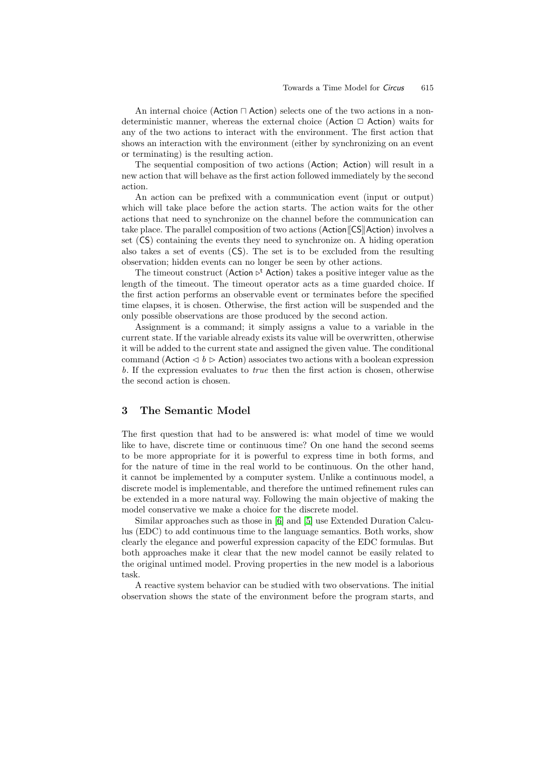An internal choice (Action ⊓ Action) selects one of the two actions in a non-deterministic manner, whereas the external choice (Action □ Action) waits for any of the two actions to interact with the environment. The first action that shows an interaction with the environment (either by synchronizing on an event or terminating) is the resulting action.

The sequential composition of two actions (Action; Action) will result in a new action that will behave as the first action followed immediately by the second action.

An action can be prefixed with a communication event (input or output) which will take place before the action starts. The action waits for the other actions that need to synchronize on the channel before the communication can take place. The parallel composition of two actions (Action⟦CS⟧Action) involves a set (CS) containing the events they need to synchronize on. A hiding operation also takes a set of events (CS). The set is to be excluded from the resulting observation; hidden events can no longer be seen by other actions.

The timeout construct (Action $\triangleright^{t}$ Action) takes a positive integer value as the length of the timeout. The timeout operator acts as a time guarded choice. If the first action performs an observable event or terminates before the specified time elapses, it is chosen. Otherwise, the first action will be suspended and the only possible observations are those produced by the second action.

Assignment is a command; it simply assigns a value to a variable in the current state. If the variable already exists its value will be overwritten, otherwise it will be added to the current state and assigned the given value. The conditional command (Action $\lhd b \rhd$ Action) associates two actions with a boolean expression $b$. If the expression evaluates to *true* then the first action is chosen, otherwise the second action is chosen.

## 3 The Semantic Model

The first question that had to be answered is: what model of time we would like to have, discrete time or continuous time? On one hand the second seems to be more appropriate for it is powerful to express time in both forms, and for the nature of time in the real world to be continuous. On the other hand, it cannot be implemented by a computer system. Unlike a continuous model, a discrete model is implementable, and therefore the untimed refinement rules can be extended in a more natural way. Following the main objective of making the model conservative we make a choice for the discrete model.

Similar approaches such as those in [6] and [5] use Extended Duration Calculus (EDC) to add continuous time to the language semantics. Both works, show clearly the elegance and powerful expression capacity of the EDC formulas. But both approaches make it clear that the new model cannot be easily related to the original untimed model. Proving properties in the new model is a laborious task.

A reactive system behavior can be studied with two observations. The initial observation shows the state of the environment before the program starts, and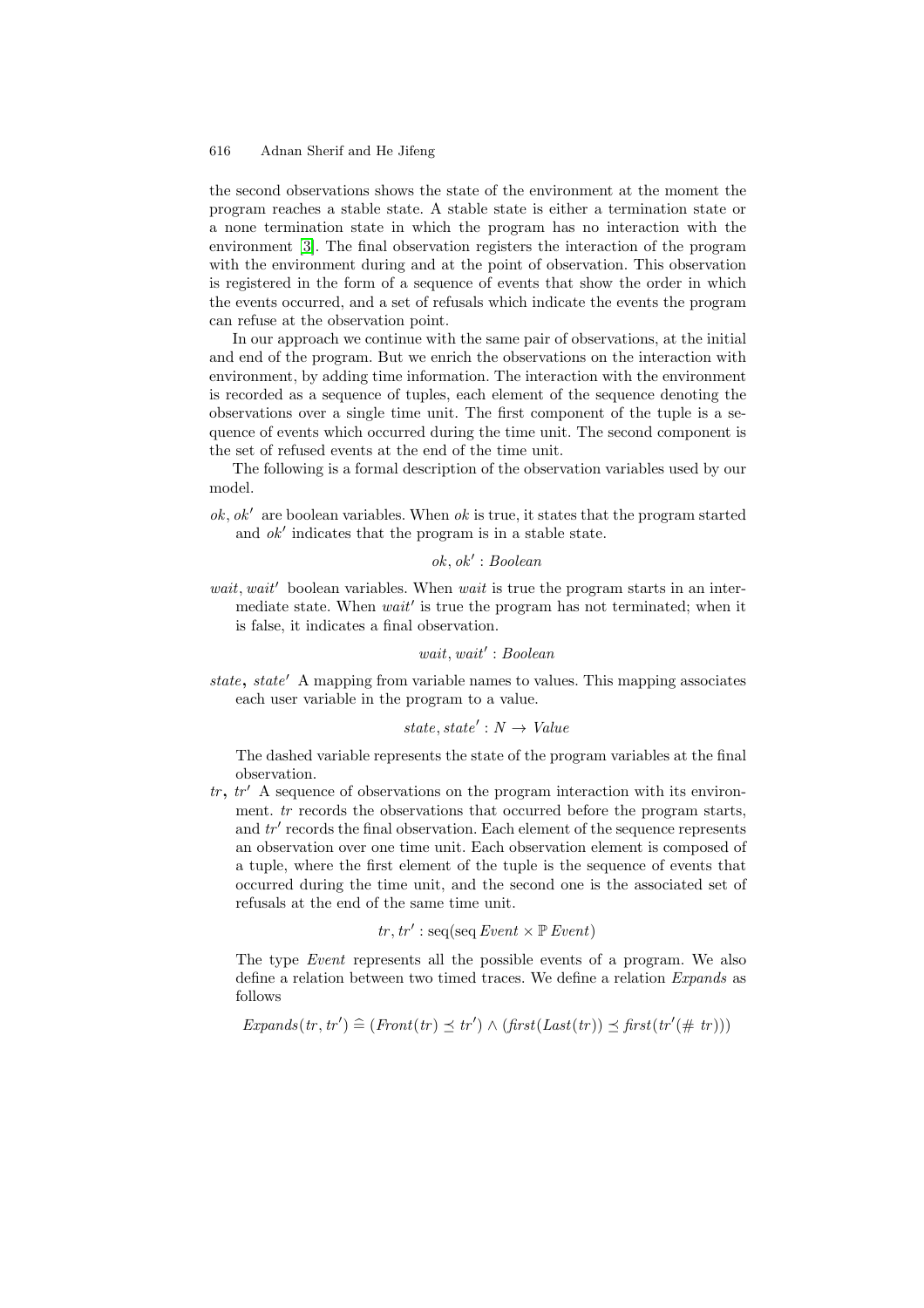the second observations shows the state of the environment at the moment the program reaches a stable state. A stable state is either a termination state or a none termination state in which the program has no interaction with the environment [3]. The final observation registers the interaction of the program with the environment during and at the point of observation. This observation is registered in the form of a sequence of events that show the order in which the events occurred, and a set of refusals which indicate the events the program can refuse at the observation point.

In our approach we continue with the same pair of observations, at the initial and end of the program. But we enrich the observations on the interaction with environment, by adding time information. The interaction with the environment is recorded as a sequence of tuples, each element of the sequence denoting the observations over a single time unit. The first component of the tuple is a sequence of events which occurred during the time unit. The second component is the set of refused events at the end of the time unit.

The following is a formal description of the observation variables used by our model.

$ok, ok'$ are boolean variables. When $ok$ is true, it states that the program started and $ok'$ indicates that the program is in a stable state.

$$ok, ok' : Boolean$$

$wait, wait'$ boolean variables. When $wait$ is true the program starts in an intermediate state. When $wait'$ is true the program has not terminated; when it is false, it indicates a final observation.

$$wait, wait' : Boolean$$

$state$**,** $state'$ A mapping from variable names to values. This mapping associates each user variable in the program to a value.

$$state, state' : N \to Value$$

The dashed variable represents the state of the program variables at the final observation.

$tr$**,** $tr'$ A sequence of observations on the program interaction with its environment. $tr$ records the observations that occurred before the program starts, and $tr'$ records the final observation. Each element of the sequence represents an observation over one time unit. Each observation element is composed of a tuple, where the first element of the tuple is the sequence of events that occurred during the time unit, and the second one is the associated set of refusals at the end of the same time unit.

$$tr, tr' : \mathrm{seq}(\mathrm{seq}\, Event \times \mathbb{P}\, Event)$$

The type $Event$ represents all the possible events of a program. We also define a relation between two timed traces. We define a relation $Expands$ as follows

$$Expands(tr, tr') \mathrel{\widehat=} (Front(tr) \preceq tr') \wedge (first(Last(tr)) \preceq first(tr'(\#\ tr)))$$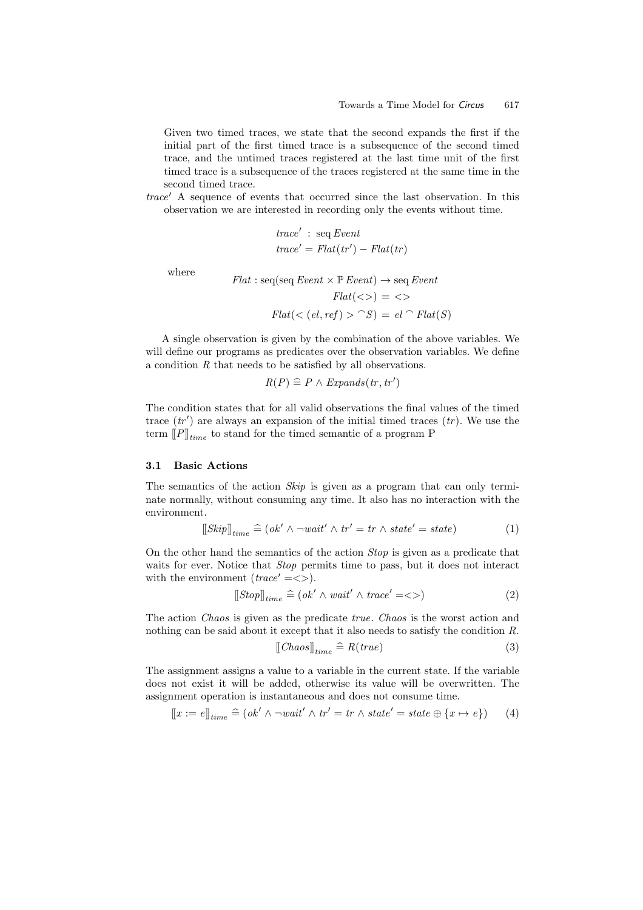Given two timed traces, we state that the second expands the first if the initial part of the first timed trace is a subsequence of the second timed trace, and the untimed traces registered at the last time unit of the first timed trace is a subsequence of the traces registered at the same time in the second timed trace.

$trace'$ A sequence of events that occurred since the last observation. In this observation we are interested in recording only the events without time.

$$trace' : \operatorname{seq} Event$$
$$trace' = Flat(tr') - Flat(tr)$$

where

$$Flat : \operatorname{seq}(\operatorname{seq} Event \times \mathbb{P}\, Event) \rightarrow \operatorname{seq} Event$$
$$Flat(<>) = <>$$
$$Flat(< (el, ref) > {}^\frown S) = el {}^\frown Flat(S)$$

A single observation is given by the combination of the above variables. We will define our programs as predicates over the observation variables. We define a condition $R$ that needs to be satisfied by all observations.

$$R(P) \mathrel{\widehat{=}} P \wedge Expands(tr, tr')$$

The condition states that for all valid observations the final values of the timed trace ($tr'$) are always an expansion of the initial timed traces ($tr$). We use the term $[\![P]\!]_{time}$ to stand for the timed semantic of a program P

### 3.1 Basic Actions

The semantics of the action *Skip* is given as a program that can only terminate normally, without consuming any time. It also has no interaction with the environment.

$$[\![Skip]\!]_{time} \mathrel{\widehat{=}} (ok' \wedge \neg wait' \wedge tr' = tr \wedge state' = state) \tag{1}$$

On the other hand the semantics of the action *Stop* is given as a predicate that waits for ever. Notice that *Stop* permits time to pass, but it does not interact with the environment ($trace' = <>$).

$$[\![Stop]\!]_{time} \mathrel{\widehat{=}} (ok' \wedge wait' \wedge trace' = <>) \tag{2}$$

The action *Chaos* is given as the predicate *true*. *Chaos* is the worst action and nothing can be said about it except that it also needs to satisfy the condition $R$.

$$[\![Chaos]\!]_{time} \mathrel{\widehat{=}} R(true) \tag{3}$$

The assignment assigns a value to a variable in the current state. If the variable does not exist it will be added, otherwise its value will be overwritten. The assignment operation is instantaneous and does not consume time.

$$[\![x := e]\!]_{time} \mathrel{\widehat{=}} (ok' \wedge \neg wait' \wedge tr' = tr \wedge state' = state \oplus \{x \mapsto e\}) \tag{4}$$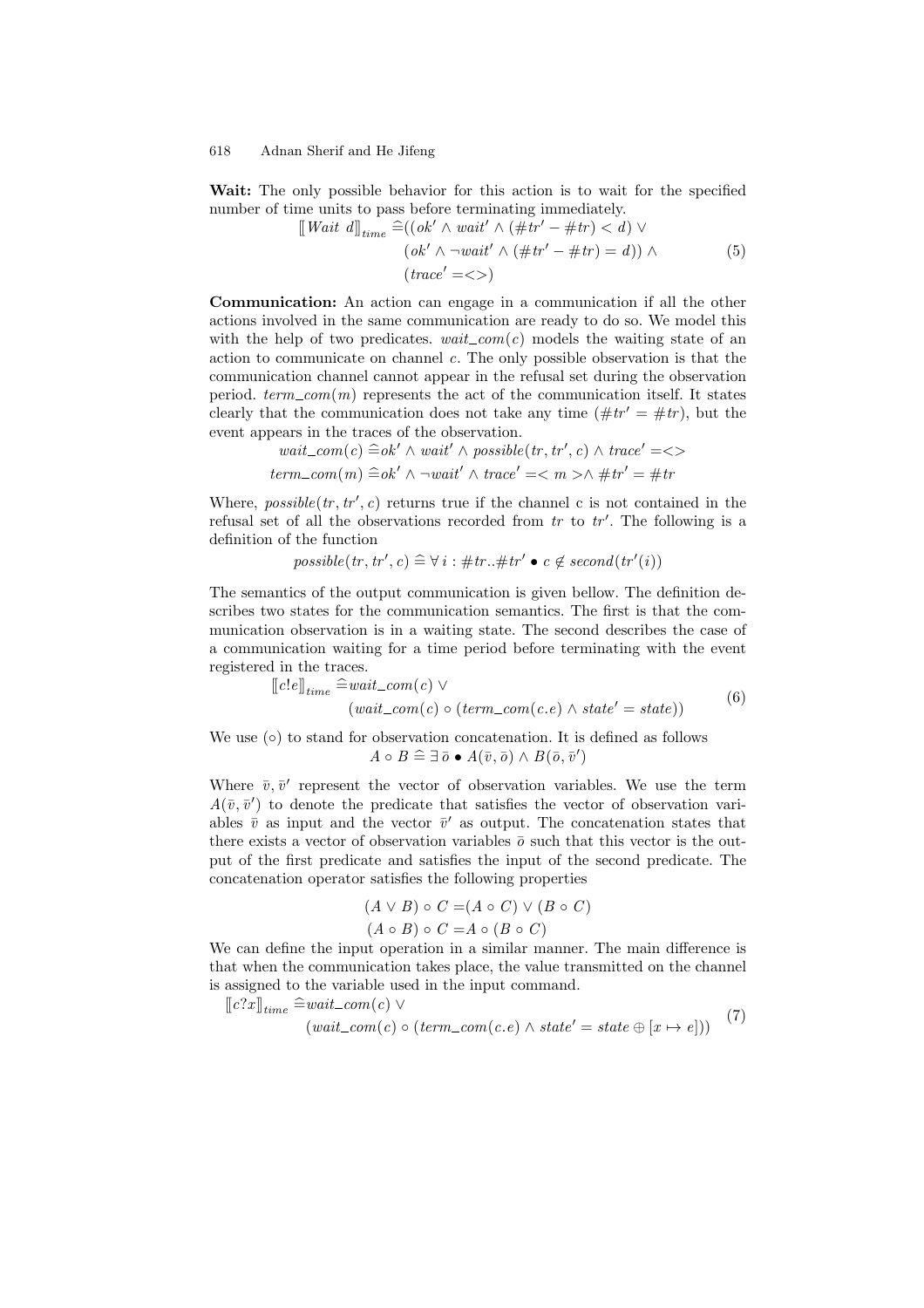**Wait:** The only possible behavior for this action is to wait for the specified number of time units to pass before terminating immediately.

$$
\begin{aligned}
[\![Wait\ d]\!]_{time} \mathrel{\widehat=} & ((ok' \wedge wait' \wedge (\#tr' - \#tr) < d) \vee \\
& (ok' \wedge \neg wait' \wedge (\#tr' - \#tr) = d)) \wedge \\
& (trace' = <>)
\end{aligned}
\tag{5}
$$

**Communication:** An action can engage in a communication if all the other actions involved in the same communication are ready to do so. We model this with the help of two predicates. $wait\_com(c)$ models the waiting state of an action to communicate on channel $c$. The only possible observation is that the communication channel cannot appear in the refusal set during the observation period. $term\_com(m)$ represents the act of the communication itself. It states clearly that the communication does not take any time ($\#tr' = \#tr$), but the event appears in the traces of the observation.

$$
\begin{aligned}
wait\_com(c) \mathrel{\widehat=} & ok' \wedge wait' \wedge possible(tr, tr', c) \wedge trace' = <> \\
term\_com(m) \mathrel{\widehat=} & ok' \wedge \neg wait' \wedge trace' = < m > \wedge \#tr' = \#tr
\end{aligned}
$$

Where, $possible(tr, tr', c)$ returns true if the channel c is not contained in the refusal set of all the observations recorded from $tr$ to $tr'$. The following is a definition of the function

$$
possible(tr, tr', c) \mathrel{\widehat=} \forall\, i : \#tr..\#tr' \bullet c \notin second(tr'(i))
$$

The semantics of the output communication is given bellow. The definition describes two states for the communication semantics. The first is that the communication observation is in a waiting state. The second describes the case of a communication waiting for a time period before terminating with the event registered in the traces.

$$
\begin{aligned}
[\![c!e]\!]_{time} \mathrel{\widehat=} & wait\_com(c) \vee \\
& (wait\_com(c) \circ (term\_com(c.e) \wedge state' = state))
\end{aligned}
\tag{6}
$$

We use ($\circ$) to stand for observation concatenation. It is defined as follows

$$
A \circ B \mathrel{\widehat=} \exists\, \bar{o} \bullet A(\bar{v}, \bar{o}) \wedge B(\bar{o}, \bar{v}')
$$

Where $\bar{v}, \bar{v}'$ represent the vector of observation variables. We use the term $A(\bar{v}, \bar{v}')$ to denote the predicate that satisfies the vector of observation variables $\bar{v}$ as input and the vector $\bar{v}'$ as output. The concatenation states that there exists a vector of observation variables $\bar{o}$ such that this vector is the output of the first predicate and satisfies the input of the second predicate. The concatenation operator satisfies the following properties

$$
\begin{aligned}
(A \vee B) \circ C = & (A \circ C) \vee (B \circ C) \\
(A \circ B) \circ C = & A \circ (B \circ C)
\end{aligned}
$$

We can define the input operation in a similar manner. The main difference is that when the communication takes place, the value transmitted on the channel is assigned to the variable used in the input command.

$$
\begin{aligned}
[\![c?x]\!]_{time} \mathrel{\widehat=} & wait\_com(c) \vee \\
& (wait\_com(c) \circ (term\_com(c.e) \wedge state' = state \oplus [x \mapsto e]))
\end{aligned}
\tag{7}
$$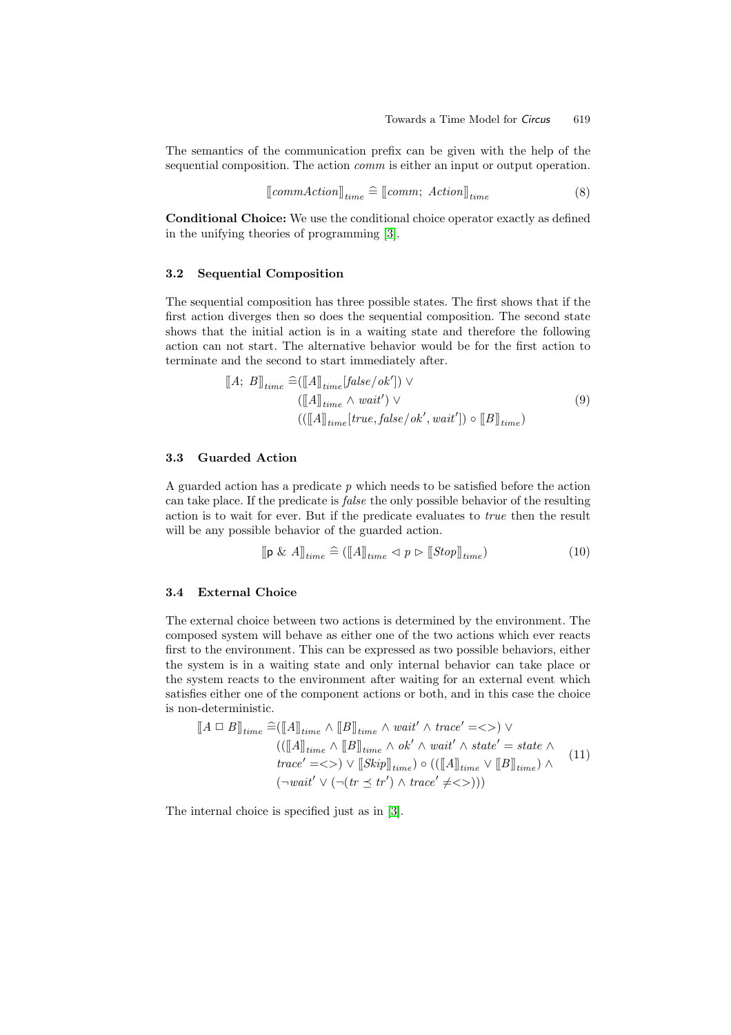The semantics of the communication prefix can be given with the help of the sequential composition. The action *comm* is either an input or output operation.

$$[\![ commAction ]\!]_{time} \mathrel{\widehat{=}} [\![ comm;\ Action ]\!]_{time} \tag{8}$$

**Conditional Choice:** We use the conditional choice operator exactly as defined in the unifying theories of programming [3].

### 3.2 Sequential Composition

The sequential composition has three possible states. The first shows that if the first action diverges then so does the sequential composition. The second state shows that the initial action is in a waiting state and therefore the following action can not start. The alternative behavior would be for the first action to terminate and the second to start immediately after.

$$\begin{aligned}
[\![ A;\ B ]\!]_{time} \mathrel{\widehat{=}} & ([\![ A ]\!]_{time}[false/ok']) \vee \\
& ([\![ A ]\!]_{time} \wedge wait') \vee \\
& (([\![ A ]\!]_{time}[true, false/ok', wait']) \circ [\![ B ]\!]_{time})
\end{aligned} \tag{9}$$

### 3.3 Guarded Action

A guarded action has a predicate $p$ which needs to be satisfied before the action can take place. If the predicate is *false* the only possible behavior of the resulting action is to wait for ever. But if the predicate evaluates to *true* then the result will be any possible behavior of the guarded action.

$$[\![ \mathsf{p}\ \&\ A ]\!]_{time} \mathrel{\widehat{=}} ([\![ A ]\!]_{time} \lhd p \rhd [\![ Stop ]\!]_{time}) \tag{10}$$

### 3.4 External Choice

The external choice between two actions is determined by the environment. The composed system will behave as either one of the two actions which ever reacts first to the environment. This can be expressed as two possible behaviors, either the system is in a waiting state and only internal behavior can take place or the system reacts to the environment after waiting for an external event which satisfies either one of the component actions or both, and in this case the choice is non-deterministic.

$$\begin{aligned}
[\![ A \mathrel{\square} B ]\!]_{time} \mathrel{\widehat{=}} & ([\![ A ]\!]_{time} \wedge [\![ B ]\!]_{time} \wedge wait' \wedge trace' = <>) \vee \\
& (([\![ A ]\!]_{time} \wedge [\![ B ]\!]_{time} \wedge ok' \wedge wait' \wedge state' = state \wedge \\
& trace' = <>) \vee [\![ Skip ]\!]_{time}) \circ (([\![ A ]\!]_{time} \vee [\![ B ]\!]_{time}) \wedge \\
& (\neg wait' \vee (\neg(tr \preceq tr') \wedge trace' \neq <>)))
\end{aligned} \tag{11}$$

The internal choice is specified just as in [3].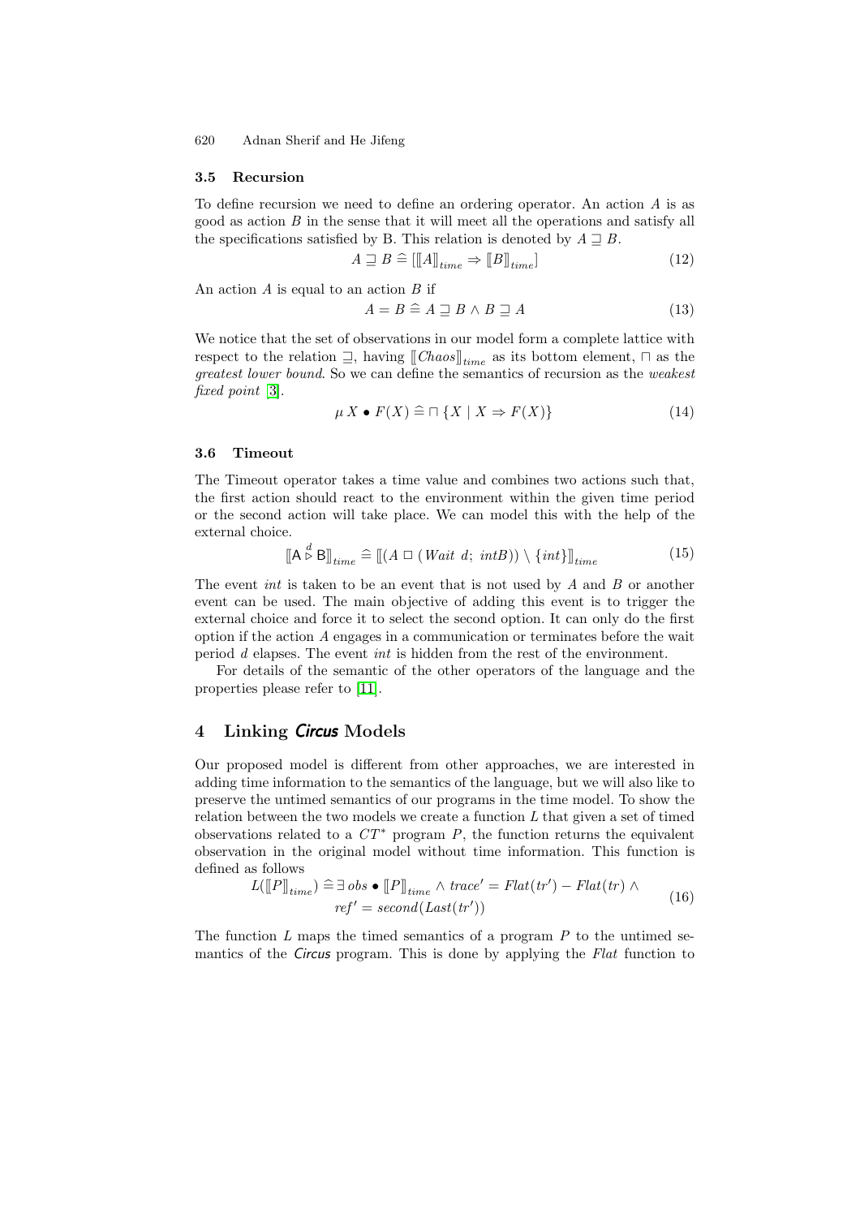### 3.5 Recursion

To define recursion we need to define an ordering operator. An action $A$ is as good as action $B$ in the sense that it will meet all the operations and satisfy all the specifications satisfied by B. This relation is denoted by $A \sqsupseteq B$.

$$A \sqsupseteq B \mathrel{\widehat{=}} [[\![A]\!]_{time} \Rightarrow [\![B]\!]_{time}] \tag{12}$$

An action $A$ is equal to an action $B$ if

$$A = B \mathrel{\widehat{=}} A \sqsupseteq B \wedge B \sqsupseteq A \tag{13}$$

We notice that the set of observations in our model form a complete lattice with respect to the relation $\sqsupseteq$, having $[\![Chaos]\!]_{time}$ as its bottom element, $\sqcap$ as the *greatest lower bound*. So we can define the semantics of recursion as the *weakest fixed point* [3].

$$\mu\, X \bullet F(X) \mathrel{\widehat{=}} \sqcap \{X \mid X \Rightarrow F(X)\} \tag{14}$$

### 3.6 Timeout

The Timeout operator takes a time value and combines two actions such that, the first action should react to the environment within the given time period or the second action will take place. We can model this with the help of the external choice.

$$[\![\mathsf{A} \overset{d}{\triangleright} \mathsf{B}]\!]_{time} \mathrel{\widehat{=}} [\![(A \,\square\, (Wait\ d;\ intB)) \setminus \{int\}]\!]_{time} \tag{15}$$

The event *int* is taken to be an event that is not used by $A$ and $B$ or another event can be used. The main objective of adding this event is to trigger the external choice and force it to select the second option. It can only do the first option if the action $A$ engages in a communication or terminates before the wait period $d$ elapses. The event *int* is hidden from the rest of the environment.

For details of the semantic of the other operators of the language and the properties please refer to [11].

## 4 Linking *Circus* Models

Our proposed model is different from other approaches, we are interested in adding time information to the semantics of the language, but we will also like to preserve the untimed semantics of our programs in the time model. To show the relation between the two models we create a function $L$ that given a set of timed observations related to a $CT^*$ program $P$, the function returns the equivalent observation in the original model without time information. This function is defined as follows

$$\begin{aligned} L([\![P]\!]_{time}) \mathrel{\widehat{=}} \exists\, obs \bullet [\![P]\!]_{time} \wedge trace' = Flat(tr') - Flat(tr) \wedge \\ ref' = second(Last(tr')) \end{aligned} \tag{16}$$

The function $L$ maps the timed semantics of a program $P$ to the untimed semantics of the *Circus* program. This is done by applying the *Flat* function to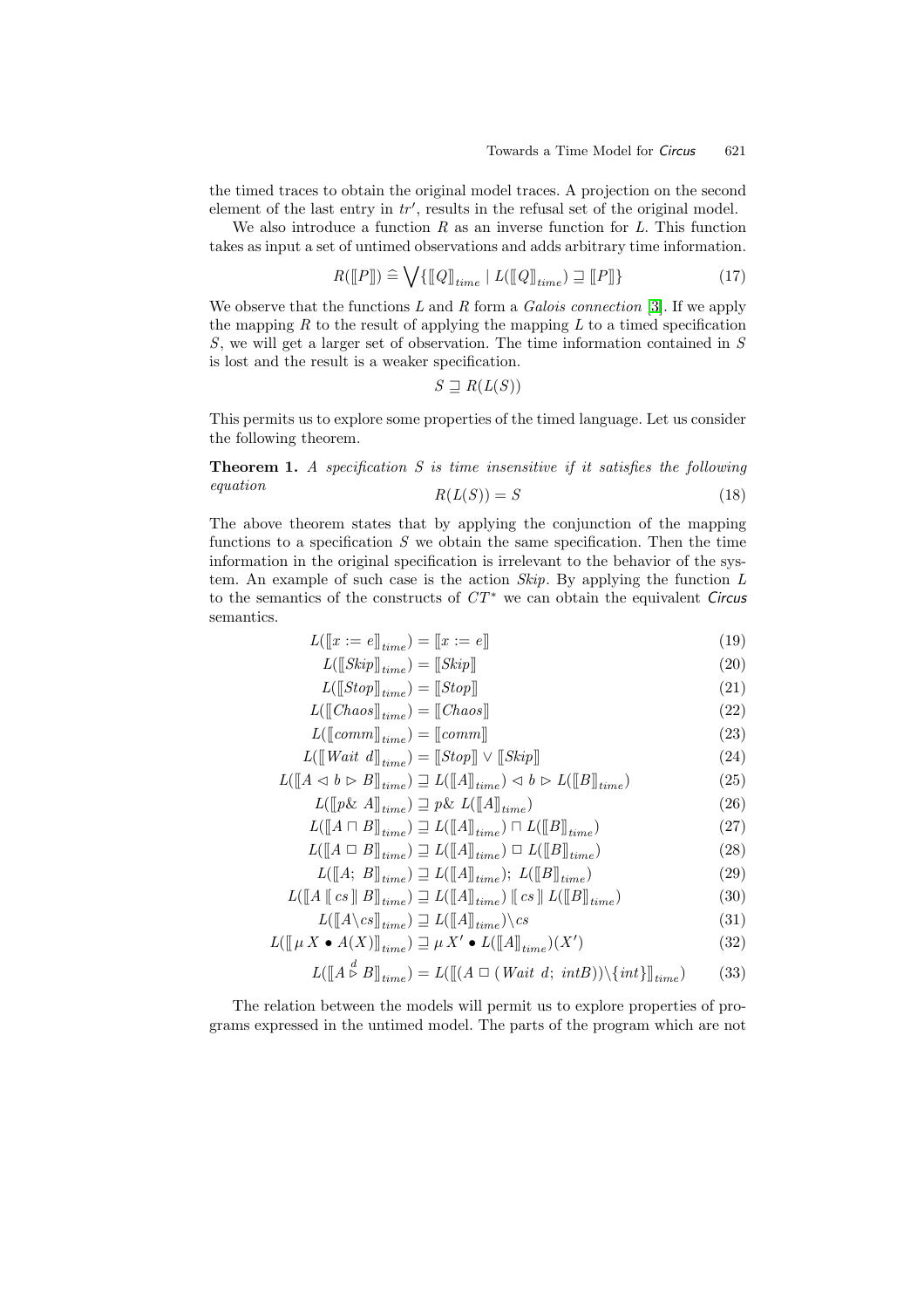the timed traces to obtain the original model traces. A projection on the second element of the last entry in $tr'$, results in the refusal set of the original model.

We also introduce a function $R$ as an inverse function for $L$. This function takes as input a set of untimed observations and adds arbitrary time information.

$$R(\llbracket P \rrbracket) \mathrel{\widehat=} \bigvee \{ \llbracket Q \rrbracket_{time} \mid L(\llbracket Q \rrbracket_{time}) \sqsupseteq \llbracket P \rrbracket \} \tag{17}$$

We observe that the functions $L$ and $R$ form a *Galois connection* [3]. If we apply the mapping $R$ to the result of applying the mapping $L$ to a timed specification $S$, we will get a larger set of observation. The time information contained in $S$ is lost and the result is a weaker specification.

$$S \sqsupseteq R(L(S))$$

This permits us to explore some properties of the timed language. Let us consider the following theorem.

**Theorem 1.** *A specification $S$ is time insensitive if it satisfies the following equation*

$$R(L(S)) = S \tag{18}$$

The above theorem states that by applying the conjunction of the mapping functions to a specification $S$ we obtain the same specification. Then the time information in the original specification is irrelevant to the behavior of the system. An example of such case is the action *Skip*. By applying the function $L$ to the semantics of the constructs of $CT^*$ we can obtain the equivalent *Circus* semantics.

$$L(\llbracket x := e \rrbracket_{time}) = \llbracket x := e \rrbracket \tag{19}$$

$$L(\llbracket Skip \rrbracket_{time}) = \llbracket Skip \rrbracket \tag{20}$$

$$L(\llbracket Stop \rrbracket_{time}) = \llbracket Stop \rrbracket \tag{21}$$

$$L(\llbracket Chaos \rrbracket_{time}) = \llbracket Chaos \rrbracket \tag{22}$$

$$L(\llbracket comm \rrbracket_{time}) = \llbracket comm \rrbracket \tag{23}$$

$$L(\llbracket Wait\ d \rrbracket_{time}) = \llbracket Stop \rrbracket \vee \llbracket Skip \rrbracket \tag{24}$$

$$L(\llbracket A \lhd b \rhd B \rrbracket_{time}) \sqsupseteq L(\llbracket A \rrbracket_{time}) \lhd b \rhd L(\llbracket B \rrbracket_{time}) \tag{25}$$

$$L(\llbracket p \& \ A \rrbracket_{time}) \sqsupseteq p \& \ L(\llbracket A \rrbracket_{time}) \tag{26}$$

$$L(\llbracket A \sqcap B \rrbracket_{time}) \sqsupseteq L(\llbracket A \rrbracket_{time}) \sqcap L(\llbracket B \rrbracket_{time}) \tag{27}$$

$$L(\llbracket A \,\Box\, B \rrbracket_{time}) \sqsupseteq L(\llbracket A \rrbracket_{time}) \,\Box\, L(\llbracket B \rrbracket_{time}) \tag{28}$$

$$L(\llbracket A;\ B \rrbracket_{time}) \sqsupseteq L(\llbracket A \rrbracket_{time});\ L(\llbracket B \rrbracket_{time}) \tag{29}$$

$$L(\llbracket A \llbracket cs \rrbracket B \rrbracket_{time}) \sqsupseteq L(\llbracket A \rrbracket_{time}) \llbracket cs \rrbracket L(\llbracket B \rrbracket_{time}) \tag{30}$$

$$L(\llbracket A \backslash cs \rrbracket_{time}) \sqsupseteq L(\llbracket A \rrbracket_{time}) \backslash cs \tag{31}$$

$$L(\llbracket \mu\, X \bullet A(X) \rrbracket_{time}) \sqsupseteq \mu\, X' \bullet L(\llbracket A \rrbracket_{time})(X') \tag{32}$$

$$L(\llbracket A \overset{d}{\rhd} B \rrbracket_{time}) = L(\llbracket (A \,\Box\, (Wait\ d;\ intB)) \backslash \{int\} \rrbracket_{time}) \tag{33}$$

The relation between the models will permit us to explore properties of programs expressed in the untimed model. The parts of the program which are not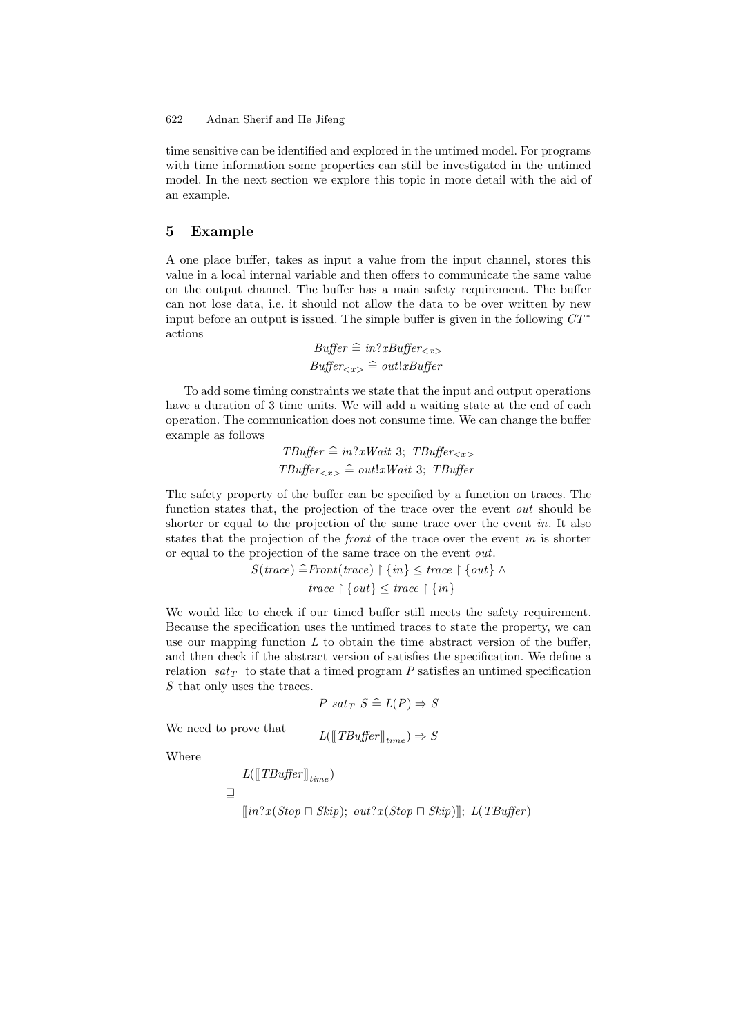time sensitive can be identified and explored in the untimed model. For programs with time information some properties can still be investigated in the untimed model. In the next section we explore this topic in more detail with the aid of an example.

## 5 Example

A one place buffer, takes as input a value from the input channel, stores this value in a local internal variable and then offers to communicate the same value on the output channel. The buffer has a main safety requirement. The buffer can not lose data, i.e. it should not allow the data to be over written by new input before an output is issued. The simple buffer is given in the following $CT^*$ actions

$$Buffer \mathrel{\widehat{=}} in?x Buffer_{<x>}$$
$$Buffer_{<x>} \mathrel{\widehat{=}} out!x Buffer$$

To add some timing constraints we state that the input and output operations have a duration of 3 time units. We will add a waiting state at the end of each operation. The communication does not consume time. We can change the buffer example as follows

$$TBuffer \mathrel{\widehat{=}} in?x Wait\ 3;\ TBuffer_{<x>}$$
$$TBuffer_{<x>} \mathrel{\widehat{=}} out!x Wait\ 3;\ TBuffer$$

The safety property of the buffer can be specified by a function on traces. The function states that, the projection of the trace over the event *out* should be shorter or equal to the projection of the same trace over the event *in*. It also states that the projection of the *front* of the trace over the event *in* is shorter or equal to the projection of the same trace on the event *out*.

$$S(trace) \mathrel{\widehat{=}} Front(trace) \upharpoonright \{in\} \leq trace \upharpoonright \{out\} \wedge$$
$$trace \upharpoonright \{out\} \leq trace \upharpoonright \{in\}$$

We would like to check if our timed buffer still meets the safety requirement. Because the specification uses the untimed traces to state the property, we can use our mapping function $L$ to obtain the time abstract version of the buffer, and then check if the abstract version of satisfies the specification. We define a relation $sat_T$ to state that a timed program $P$ satisfies an untimed specification $S$ that only uses the traces.

$$P\ sat_T\ S \mathrel{\widehat{=}} L(P) \Rightarrow S$$

We need to prove that

$$L([\![TBuffer]\!]_{time}) \Rightarrow S$$

Where

$$L([\![TBuffer]\!]_{time})$$
$$\sqsupseteq$$
$$[\![in?x(Stop \sqcap Skip);\ out?x(Stop \sqcap Skip)]\!];\ L(TBuffer)$$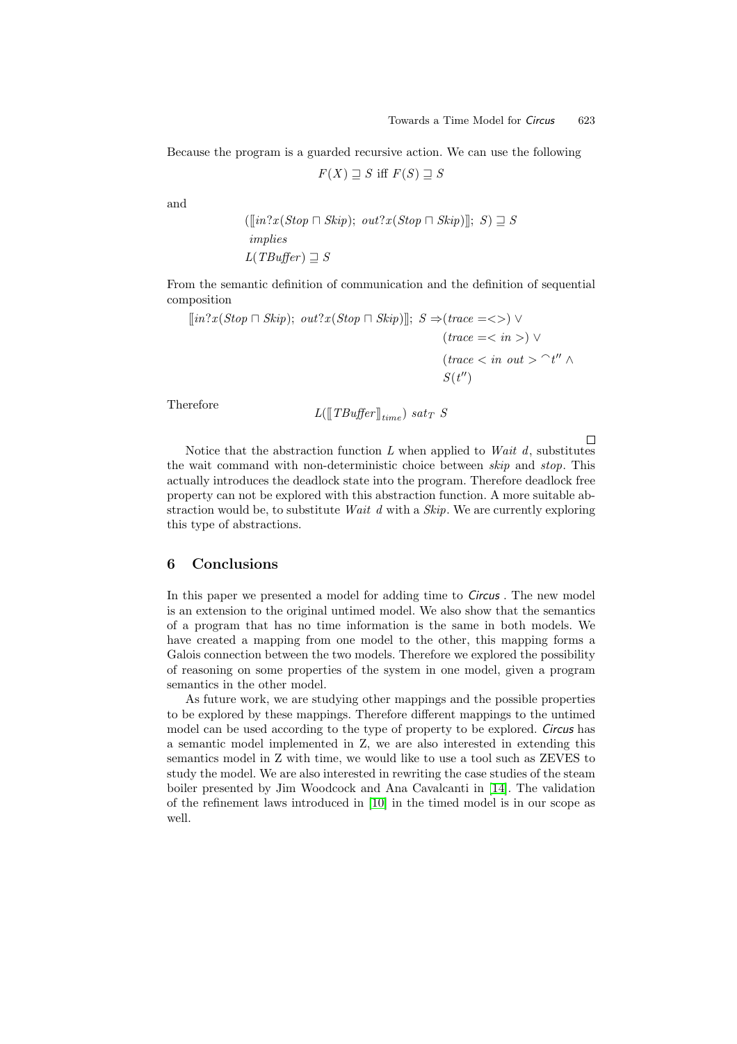Because the program is a guarded recursive action. We can use the following

$$F(X) \sqsupseteq S \text{ iff } F(S) \sqsupseteq S$$

and

$$(\llbracket in?x(Stop \sqcap Skip);\ out?x(Stop \sqcap Skip)\rrbracket;\ S) \sqsupseteq S$$
$$implies$$
$$L(TBuffer) \sqsupseteq S$$

From the semantic definition of communication and the definition of sequential composition

$$\llbracket in?x(Stop \sqcap Skip);\ out?x(Stop \sqcap Skip)\rrbracket;\ S \Rightarrow (trace = <>) \vee (trace = < in >) \vee (trace < in\ out > {}^\frown t'' \wedge S(t''))$$

Therefore

$$L(\llbracket TBuffer \rrbracket_{time})\ sat_T\ S$$

□

Notice that the abstraction function $L$ when applied to *Wait* $d$, substitutes the wait command with non-deterministic choice between *skip* and *stop*. This actually introduces the deadlock state into the program. Therefore deadlock free property can not be explored with this abstraction function. A more suitable abstraction would be, to substitute *Wait* $d$ with a *Skip*. We are currently exploring this type of abstractions.

## 6 Conclusions

In this paper we presented a model for adding time to *Circus* . The new model is an extension to the original untimed model. We also show that the semantics of a program that has no time information is the same in both models. We have created a mapping from one model to the other, this mapping forms a Galois connection between the two models. Therefore we explored the possibility of reasoning on some properties of the system in one model, given a program semantics in the other model.

As future work, we are studying other mappings and the possible properties to be explored by these mappings. Therefore different mappings to the untimed model can be used according to the type of property to be explored. *Circus* has a semantic model implemented in Z, we are also interested in extending this semantics model in Z with time, we would like to use a tool such as ZEVES to study the model. We are also interested in rewriting the case studies of the steam boiler presented by Jim Woodcock and Ana Cavalcanti in [14]. The validation of the refinement laws introduced in [10] in the timed model is in our scope as well.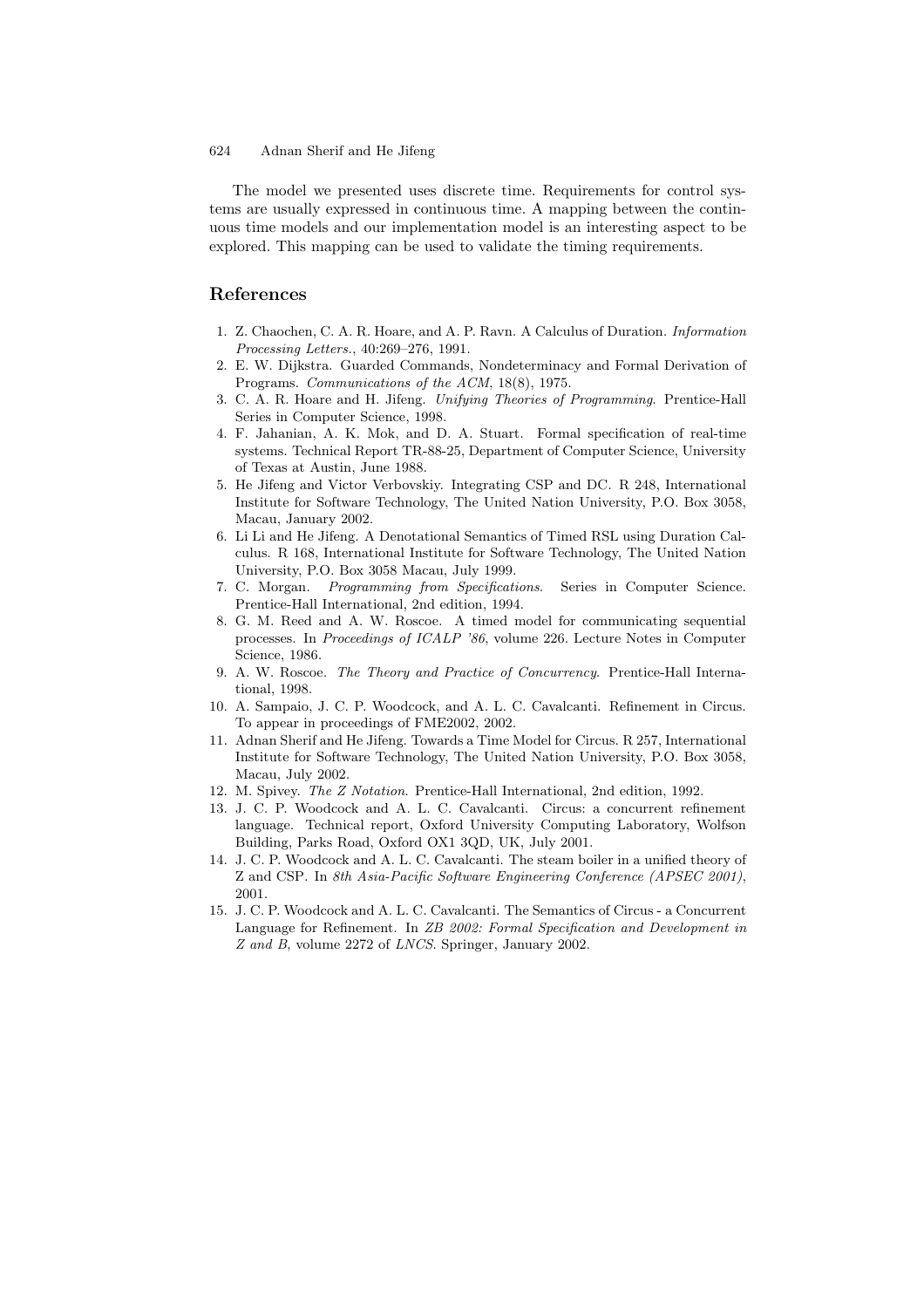The model we presented uses discrete time. Requirements for control systems are usually expressed in continuous time. A mapping between the continuous time models and our implementation model is an interesting aspect to be explored. This mapping can be used to validate the timing requirements.

## References

1. Z. Chaochen, C. A. R. Hoare, and A. P. Ravn. A Calculus of Duration. *Information Processing Letters.*, 40:269–276, 1991.
2. E. W. Dijkstra. Guarded Commands, Nondeterminacy and Formal Derivation of Programs. *Communications of the ACM*, 18(8), 1975.
3. C. A. R. Hoare and H. Jifeng. *Unifying Theories of Programming*. Prentice-Hall Series in Computer Science, 1998.
4. F. Jahanian, A. K. Mok, and D. A. Stuart. Formal specification of real-time systems. Technical Report TR-88-25, Department of Computer Science, University of Texas at Austin, June 1988.
5. He Jifeng and Victor Verbovskiy. Integrating CSP and DC. R 248, International Institute for Software Technology, The United Nation University, P.O. Box 3058, Macau, January 2002.
6. Li Li and He Jifeng. A Denotational Semantics of Timed RSL using Duration Calculus. R 168, International Institute for Software Technology, The United Nation University, P.O. Box 3058 Macau, July 1999.
7. C. Morgan. *Programming from Specifications*. Series in Computer Science. Prentice-Hall International, 2nd edition, 1994.
8. G. M. Reed and A. W. Roscoe. A timed model for communicating sequential processes. In *Proceedings of ICALP '86*, volume 226. Lecture Notes in Computer Science, 1986.
9. A. W. Roscoe. *The Theory and Practice of Concurrency*. Prentice-Hall International, 1998.
10. A. Sampaio, J. C. P. Woodcock, and A. L. C. Cavalcanti. Refinement in Circus. To appear in proceedings of FME2002, 2002.
11. Adnan Sherif and He Jifeng. Towards a Time Model for Circus. R 257, International Institute for Software Technology, The United Nation University, P.O. Box 3058, Macau, July 2002.
12. M. Spivey. *The Z Notation*. Prentice-Hall International, 2nd edition, 1992.
13. J. C. P. Woodcock and A. L. C. Cavalcanti. Circus: a concurrent refinement language. Technical report, Oxford University Computing Laboratory, Wolfson Building, Parks Road, Oxford OX1 3QD, UK, July 2001.
14. J. C. P. Woodcock and A. L. C. Cavalcanti. The steam boiler in a unified theory of Z and CSP. In *8th Asia-Pacific Software Engineering Conference (APSEC 2001)*, 2001.
15. J. C. P. Woodcock and A. L. C. Cavalcanti. The Semantics of Circus - a Concurrent Language for Refinement. In *ZB 2002: Formal Specification and Development in Z and B*, volume 2272 of *LNCS*. Springer, January 2002.